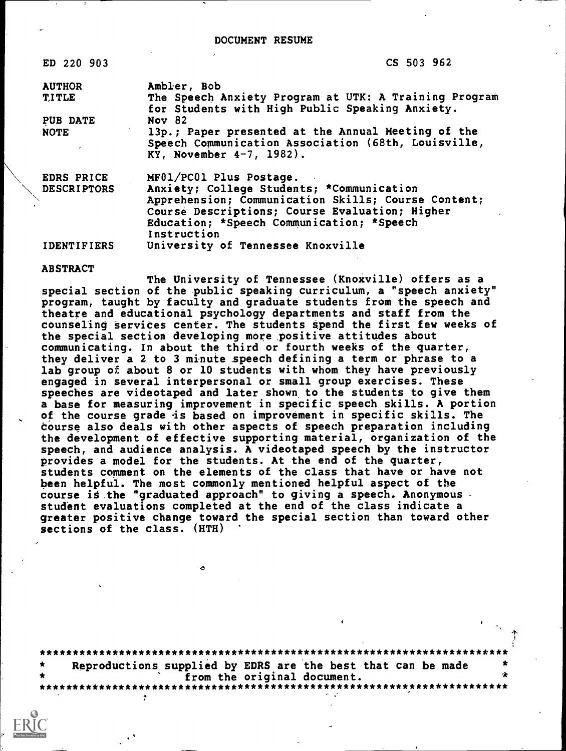DOCUMENT RESUME

| | | |
|---|---|---|
| ED 220 903 | | CS 503 962 |
| AUTHOR | Ambler, Bob | |
| TITLE | The Speech Anxiety Program at UTK: A Training Program for Students with High Public Speaking Anxiety. | |
| PUB DATE | Nov 82 | |
| NOTE | 13p.; Paper presented at the Annual Meeting of the Speech Communication Association (68th, Louisville, KY, November 4-7, 1982). | |
| EDRS PRICE | MF01/PC01 Plus Postage. | |
| DESCRIPTORS | Anxiety; College Students; *Communication Apprehension; Communication Skills; Course Content; Course Descriptions; Course Evaluation; Higher Education; *Speech Communication; *Speech Instruction | |
| IDENTIFIERS | University of Tennessee Knoxville | |

ABSTRACT

The University of Tennessee (Knoxville) offers as a special section of the public speaking curriculum, a "speech anxiety" program, taught by faculty and graduate students from the speech and theatre and educational psychology departments and staff from the counseling services center. The students spend the first few weeks of the special section developing more positive attitudes about communicating. In about the third or fourth weeks of the quarter, they deliver a 2 to 3 minute speech defining a term or phrase to a lab group of about 8 or 10 students with whom they have previously engaged in several interpersonal or small group exercises. These speeches are videotaped and later shown to the students to give them a base for measuring improvement in specific speech skills. A portion of the course grade is based on improvement in specific skills. The course also deals with other aspects of speech preparation including the development of effective supporting material, organization of the speech, and audience analysis. A videotaped speech by the instructor provides a model for the students. At the end of the quarter, students comment on the elements of the class that have or have not been helpful. The most commonly mentioned helpful aspect of the course is the "graduated approach" to giving a speech. Anonymous student evaluations completed at the end of the class indicate a greater positive change toward the special section than toward other sections of the class. (HTH)

***********************************************************************
* Reproductions supplied by EDRS are the best that can be made *
* from the original document. *
***********************************************************************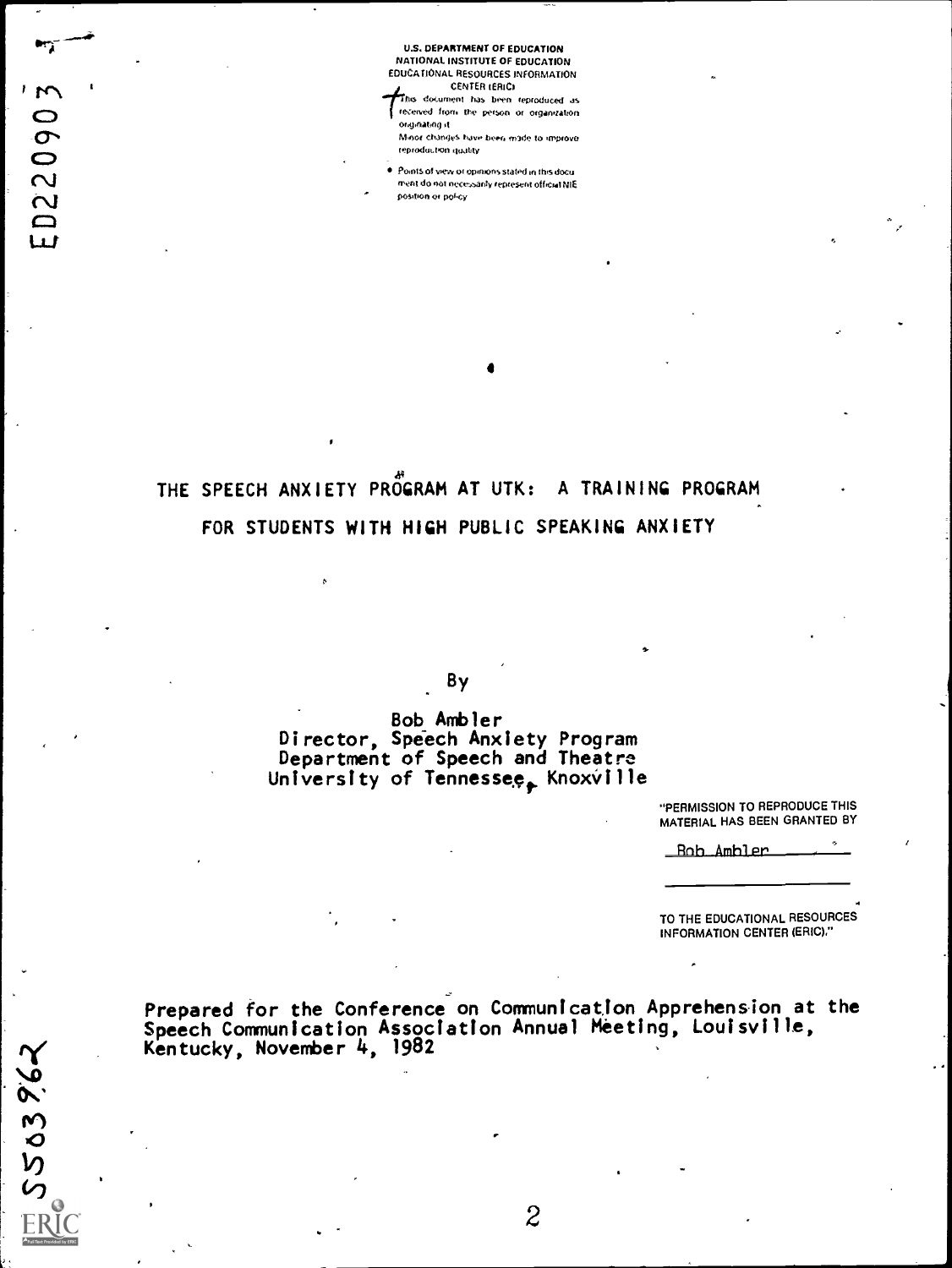U.S. DEPARTMENT OF EDUCATION
NATIONAL INSTITUTE OF EDUCATION
EDUCATIONAL RESOURCES INFORMATION
CENTER (ERIC)

This document has been reproduced as received from the person or organization originating it.
Minor changes have been made to improve reproduction quality.

- Points of view or opinions stated in this document do not necessarily represent official NIE position or policy.

ED220903

# THE SPEECH ANXIETY PROGRAM AT UTK: A TRAINING PROGRAM FOR STUDENTS WITH HIGH PUBLIC SPEAKING ANXIETY

By

Bob Ambler
Director, Speech Anxiety Program
Department of Speech and Theatre
University of Tennessee, Knoxville

"PERMISSION TO REPRODUCE THIS MATERIAL HAS BEEN GRANTED BY

Bob Ambler

TO THE EDUCATIONAL RESOURCES INFORMATION CENTER (ERIC)."

Prepared for the Conference on Communication Apprehension at the Speech Communication Association Annual Meeting, Louisville, Kentucky, November 4, 1982

CS503962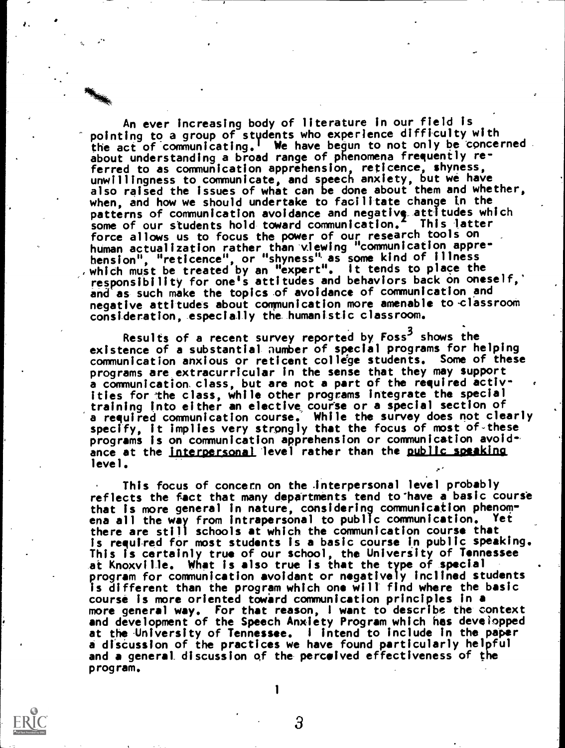An ever increasing body of literature in our field is pointing to a group of students who experience difficulty with the act of communicating.[1] We have begun to not only be concerned about understanding a broad range of phenomena frequently referred to as communication apprehension, reticence, shyness, unwillingness to communicate, and speech anxiety, but we have also raised the issues of what can be done about them and whether, when, and how we should undertake to facilitate change in the patterns of communication avoidance and negative attitudes which some of our students hold toward communication.[2] This latter force allows us to focus the power of our research tools on human actualization rather than viewing "communication apprehension", "reticence", or "shyness" as some kind of illness which must be treated by an "expert". It tends to place the responsibility for one's attitudes and behaviors back on oneself, and as such make the topics of avoidance of communication and negative attitudes about communication more amenable to classroom consideration, especially the humanistic classroom.

Results of a recent survey reported by Foss[3] shows the existence of a substantial number of special programs for helping communication anxious or reticent college students. Some of these programs are extracurricular in the sense that they may support a communication class, but are not a part of the required activities for the class, while other programs integrate the special training into either an elective course or a special section of a required communication course. While the survey does not clearly specify, it implies very strongly that the focus of most of these programs is on communication apprehension or communication avoidance at the <u>interpersonal</u> level rather than the <u>public speaking</u> level.

This focus of concern on the interpersonal level probably reflects the fact that many departments tend to have a basic course that is more general in nature, considering communication phenomena all the way from intrapersonal to public communication. Yet there are still schools at which the communication course that is required for most students is a basic course in public speaking. This is certainly true of our school, the University of Tennessee at Knoxville. What is also true is that the type of special program for communication avoidant or negatively inclined students is different than the program which one will find where the basic course is more oriented toward communication principles in a more general way. For that reason, I want to describe the context and development of the Speech Anxiety Program which has developped at the University of Tennessee. I intend to include in the paper a discussion of the practices we have found particularly helpful and a general discussion of the perceived effectiveness of the program.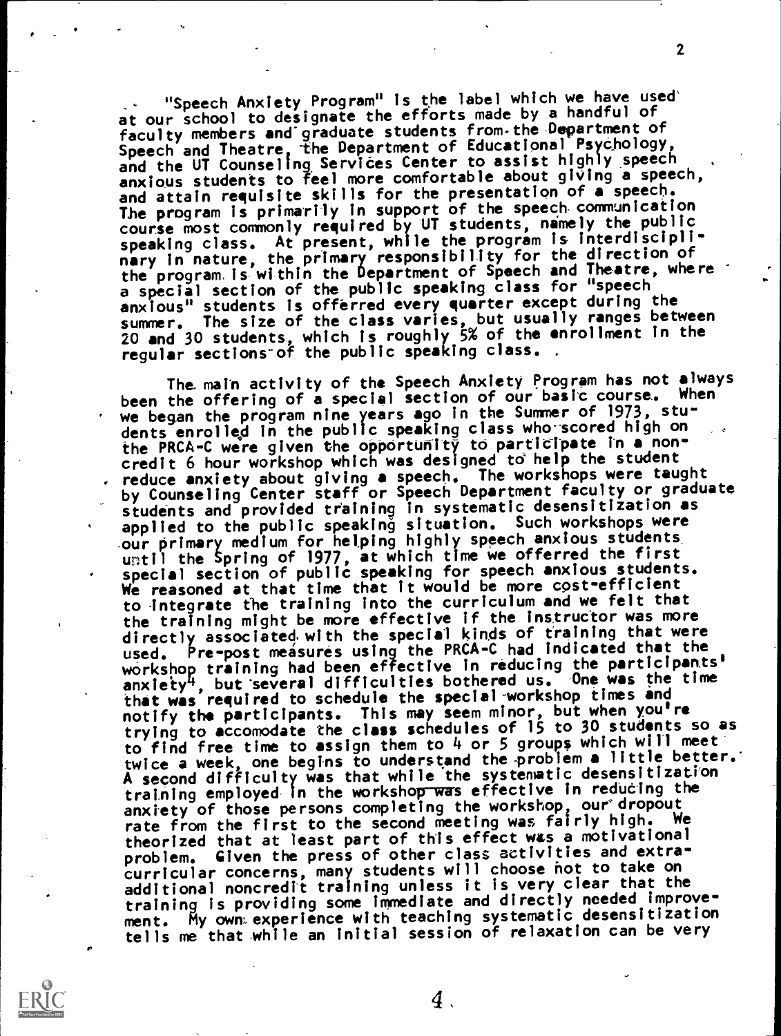"Speech Anxiety Program" is the label which we have used at our school to designate the efforts made by a handful of faculty members and graduate students from the Department of Speech and Theatre, the Department of Educational Psychology, and the UT Counseling Services Center to assist highly speech anxious students to feel more comfortable about giving a speech, and attain requisite skills for the presentation of a speech. The program is primarily in support of the speech communication course most commonly required by UT students, namely the public speaking class. At present, while the program is interdisciplinary in nature, the primary responsibility for the direction of the program is within the Department of Speech and Theatre, where a special section of the public speaking class for "speech anxious" students is offerred every quarter except during the summer. The size of the class varies, but usually ranges between 20 and 30 students, which is roughly 5% of the enrollment in the regular sections of the public speaking class.

The main activity of the Speech Anxiety Program has not always been the offering of a special section of our basic course. When we began the program nine years ago in the Summer of 1973, students enrolled in the public speaking class who scored high on the PRCA-C were given the opportunity to participate in a noncredit 6 hour workshop which was designed to help the student reduce anxiety about giving a speech. The workshops were taught by Counseling Center staff or Speech Department faculty or graduate students and provided training in systematic desensitization as applied to the public speaking situation. Such workshops were our primary medium for helping highly speech anxious students until the Spring of 1977, at which time we offerred the first special section of public speaking for speech anxious students. We reasoned at that time that it would be more cost-efficient to integrate the training into the curriculum and we felt that the training might be more effective if the instructor was more directly associated with the special kinds of training that were used. Pre-post measures using the PRCA-C had indicated that the workshop training had been effective in reducing the participants' anxiety[4], but several difficulties bothered us. One was the time that was required to schedule the special workshop times and notify the participants. This may seem minor, but when you're trying to accomodate the class schedules of 15 to 30 students so as to find free time to assign them to 4 or 5 groups which will meet twice a week, one begins to understand the problem a little better. A second difficulty was that while the systematic desensitization training employed in the workshop was effective in reducing the anxiety of those persons completing the workshop, our dropout rate from the first to the second meeting was fairly high. We theorized that at least part of this effect was a motivational problem. Given the press of other class activities and extracurricular concerns, many students will choose not to take on additional noncredit training unless it is very clear that the training is providing some immediate and directly needed improvement. My own experience with teaching systematic desensitization tells me that while an initial session of relaxation can be very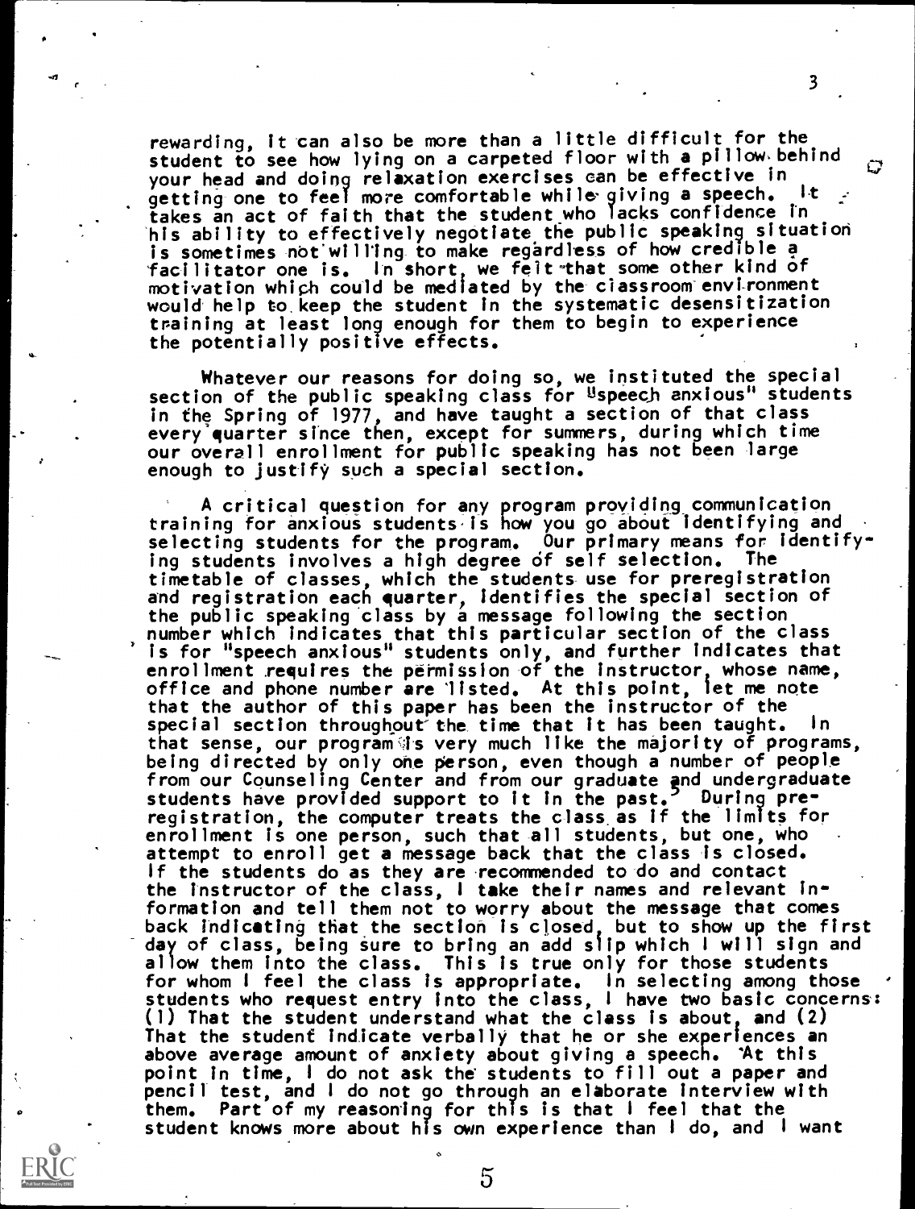rewarding, it can also be more than a little difficult for the student to see how lying on a carpeted floor with a pillow behind your head and doing relaxation exercises can be effective in getting one to feel more comfortable while giving a speech. It takes an act of faith that the student who lacks confidence in his ability to effectively negotiate the public speaking situation is sometimes not willing to make regardless of how credible a facilitator one is. In short, we felt that some other kind of motivation which could be mediated by the classroom environment would help to keep the student in the systematic desensitization training at least long enough for them to begin to experience the potentially positive effects.

Whatever our reasons for doing so, we instituted the special section of the public speaking class for "speech anxious" students in the Spring of 1977, and have taught a section of that class every quarter since then, except for summers, during which time our overall enrollment for public speaking has not been large enough to justify such a special section.

A critical question for any program providing communication training for anxious students is how you go about identifying and selecting students for the program. Our primary means for identifying students involves a high degree of self selection. The timetable of classes, which the students use for preregistration and registration each quarter, identifies the special section of the public speaking class by a message following the section number which indicates that this particular section of the class is for "speech anxious" students only, and further indicates that enrollment requires the permission of the instructor, whose name, office and phone number are listed. At this point, let me note that the author of this paper has been the instructor of the special section throughout the time that it has been taught. In that sense, our program is very much like the majority of programs, being directed by only one person, even though a number of people from our Counseling Center and from our graduate and undergraduate students have provided support to it in the past.[5] During preregistration, the computer treats the class as if the limits for enrollment is one person, such that all students, but one, who attempt to enroll get a message back that the class is closed. If the students do as they are recommended to do and contact the instructor of the class, I take their names and relevant information and tell them not to worry about the message that comes back indicating that the section is closed, but to show up the first day of class, being sure to bring an add slip which I will sign and allow them into the class. This is true only for those students for whom I feel the class is appropriate. In selecting among those students who request entry into the class, I have two basic concerns: (1) That the student understand what the class is about, and (2) That the student indicate verbally that he or she experiences an above average amount of anxiety about giving a speech. At this point in time, I do not ask the students to fill out a paper and pencil test, and I do not go through an elaborate interview with them. Part of my reasoning for this is that I feel that the student knows more about his own experience than I do, and I want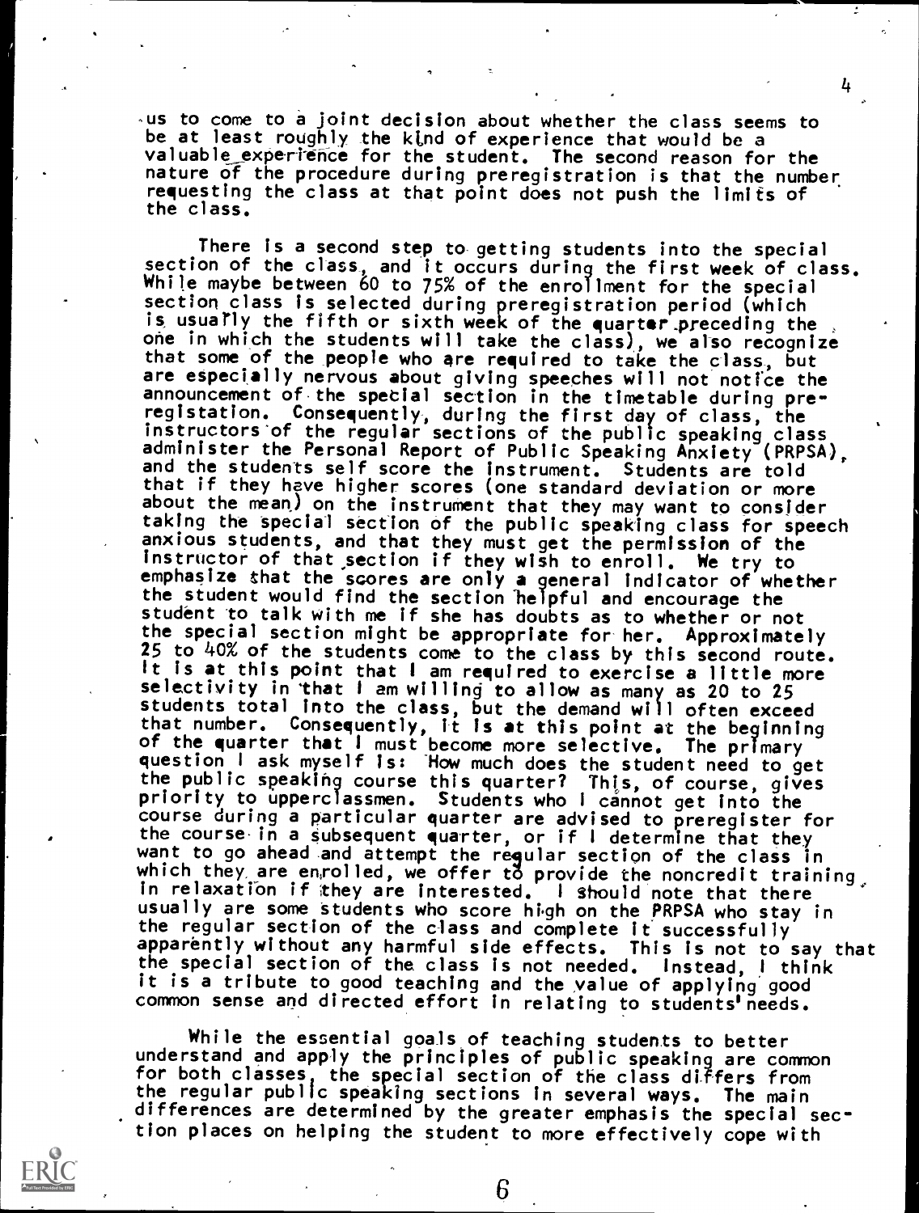us to come to a joint decision about whether the class seems to be at least roughly the kind of experience that would be a valuable experience for the student. The second reason for the nature of the procedure during preregistration is that the number requesting the class at that point does not push the limits of the class.

There is a second step to getting students into the special section of the class, and it occurs during the first week of class. While maybe between 60 to 75% of the enrollment for the special section class is selected during preregistration period (which is usually the fifth or sixth week of the quarter preceding the one in which the students will take the class), we also recognize that some of the people who are required to take the class, but are especially nervous about giving speeches will not notice the announcement of the special section in the timetable during preregistation. Consequently, during the first day of class, the instructors of the regular sections of the public speaking class administer the Personal Report of Public Speaking Anxiety (PRPSA), and the students self score the instrument. Students are told that if they have higher scores (one standard deviation or more about the mean) on the instrument that they may want to consider taking the special section of the public speaking class for speech anxious students, and that they must get the permission of the instructor of that section if they wish to enroll. We try to emphasize that the scores are only a general indicator of whether the student would find the section helpful and encourage the student to talk with me if she has doubts as to whether or not the special section might be appropriate for her. Approximately 25 to 40% of the students come to the class by this second route. It is at this point that I am required to exercise a little more selectivity in that I am willing to allow as many as 20 to 25 students total into the class, but the demand will often exceed that number. Consequently, it is at this point at the beginning of the quarter that I must become more selective. The primary question I ask myself is: How much does the student need to get the public speaking course this quarter? This, of course, gives priority to upperclassmen. Students who I cannot get into the course during a particular quarter are advised to preregister for the course in a subsequent quarter, or if I determine that they want to go ahead and attempt the regular section of the class in which they are enrolled, we offer to provide the noncredit training in relaxation if they are interested. I should note that there usually are some students who score high on the PRPSA who stay in the regular section of the class and complete it successfully apparently without any harmful side effects. This is not to say that the special section of the class is not needed. Instead, I think it is a tribute to good teaching and the value of applying good common sense and directed effort in relating to students' needs.

While the essential goals of teaching students to better understand and apply the principles of public speaking are common for both classes, the special section of the class differs from the regular public speaking sections in several ways. The main differences are determined by the greater emphasis the special section places on helping the student to more effectively cope with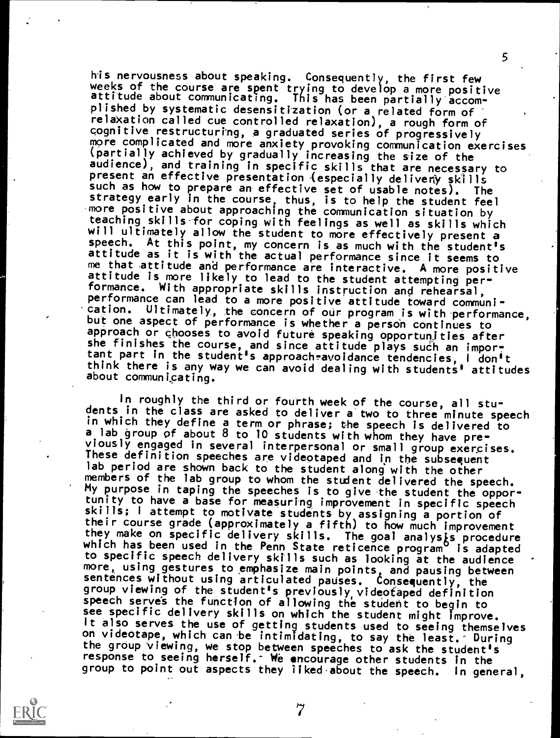his nervousness about speaking. Consequently, the first few weeks of the course are spent trying to develop a more positive attitude about communicating. This has been partially accomplished by systematic desensitization (or a related form of relaxation called cue controlled relaxation), a rough form of cognitive restructuring, a graduated series of progressively more complicated and more anxiety provoking communication exercises (partially achieved by gradually increasing the size of the audience), and training in specific skills that are necessary to present an effective presentation (especially delivery skills such as how to prepare an effective set of usable notes). The strategy early in the course, thus, is to help the student feel more positive about approaching the communication situation by teaching skills for coping with feelings as well as skills which will ultimately allow the student to more effectively present a speech. At this point, my concern is as much with the student's attitude as it is with the actual performance since it seems to me that attitude and performance are interactive. A more positive attitude is more likely to lead to the student attempting performance. With appropriate skills instruction and rehearsal, performance can lead to a more positive attitude toward communication. Ultimately, the concern of our program is with performance, but one aspect of performance is whether a person continues to approach or chooses to avoid future speaking opportunities after she finishes the course, and since attitude plays such an important part in the student's approach-avoidance tendencies, I don't think there is any way we can avoid dealing with students' attitudes about communicating.

In roughly the third or fourth week of the course, all students in the class are asked to deliver a two to three minute speech in which they define a term or phrase; the speech is delivered to a lab group of about 8 to 10 students with whom they have previously engaged in several interpersonal or small group exercises. These definition speeches are videotaped and in the subsequent lab period are shown back to the student along with the other members of the lab group to whom the student delivered the speech. My purpose in taping the speeches is to give the student the opportunity to have a base for measuring improvement in specific speech skills; I attempt to motivate students by assigning a portion of their course grade (approximately a fifth) to how much improvement they make on specific delivery skills. The goal analysis procedure which has been used in the Penn State reticence program[9] is adapted to specific speech delivery skills such as looking at the audience more, using gestures to emphasize main points, and pausing between sentences without using articulated pauses. Consequently, the group viewing of the student's previously videotaped definition speech serves the function of allowing the student to begin to see specific delivery skills on which the student might improve. It also serves the use of getting students used to seeing themselves on videotape, which can be intimidating, to say the least. During the group viewing, we stop between speeches to ask the student's response to seeing herself. We encourage other students in the group to point out aspects they liked about the speech. In general,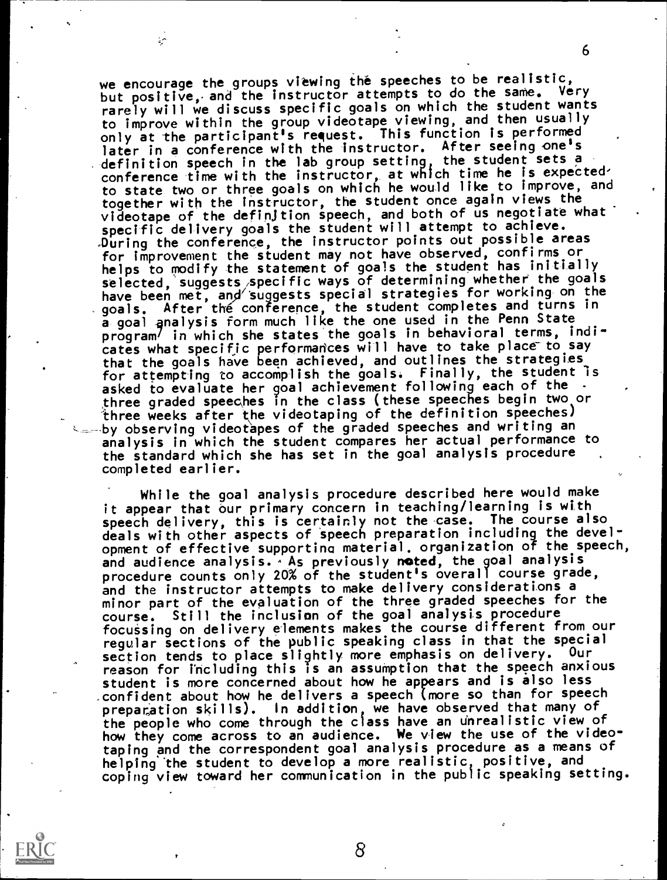we encourage the groups viewing the speeches to be realistic, but positive, and the instructor attempts to do the same. Very rarely will we discuss specific goals on which the student wants to improve within the group videotape viewing, and then usually only at the participant's request. This function is performed later in a conference with the instructor. After seeing one's definition speech in the lab group setting, the student sets a conference time with the instructor, at which time he is expected to state two or three goals on which he would like to improve, and together with the instructor, the student once again views the videotape of the definition speech, and both of us negotiate what specific delivery goals the student will attempt to achieve. During the conference, the instructor points out possible areas for improvement the student may not have observed, confirms or helps to modify the statement of goals the student has initially selected, suggests specific ways of determining whether the goals have been met, and suggests special strategies for working on the goals. After the conference, the student completes and turns in a goal analysis form much like the one used in the Penn State program[7] in which she states the goals in behavioral terms, indicates what specific performances will have to take place to say that the goals have been achieved, and outlines the strategies for attempting to accomplish the goals. Finally, the student is asked to evaluate her goal achievement following each of the three graded speeches in the class (these speeches begin two or three weeks after the videotaping of the definition speeches) by observing videotapes of the graded speeches and writing an analysis in which the student compares her actual performance to the standard which she has set in the goal analysis procedure completed earlier.

While the goal analysis procedure described here would make it appear that our primary concern in teaching/learning is with speech delivery, this is certainly not the case. The course also deals with other aspects of speech preparation including the development of effective supporting material, organization of the speech, and audience analysis. As previously noted, the goal analysis procedure counts only 20% of the student's overall course grade, and the instructor attempts to make delivery considerations a minor part of the evaluation of the three graded speeches for the course. Still the inclusion of the goal analysis procedure focussing on delivery elements makes the course different from our regular sections of the public speaking class in that the special section tends to place slightly more emphasis on delivery. Our reason for including this is an assumption that the speech anxious student is more concerned about how he appears and is also less confident about how he delivers a speech (more so than for speech preparation skills). In addition, we have observed that many of the people who come through the class have an unrealistic view of how they come across to an audience. We view the use of the videotaping and the correspondent goal analysis procedure as a means of helping the student to develop a more realistic, positive, and coping view toward her communication in the public speaking setting.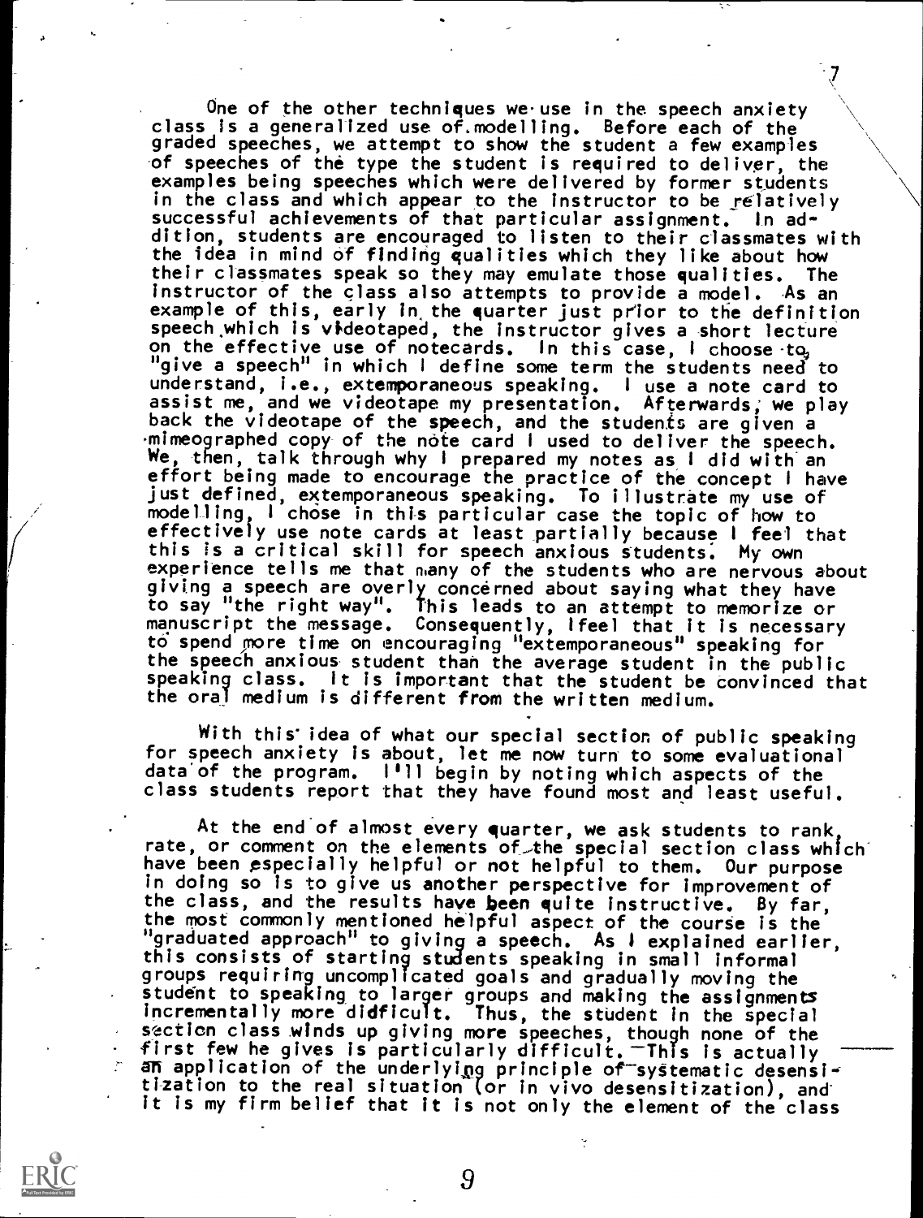One of the other techniques we use in the speech anxiety class is a generalized use of modelling. Before each of the graded speeches, we attempt to show the student a few examples of speeches of the type the student is required to deliver, the examples being speeches which were delivered by former students in the class and which appear to the instructor to be relatively successful achievements of that particular assignment. In addition, students are encouraged to listen to their classmates with the idea in mind of finding qualities which they like about how their classmates speak so they may emulate those qualities. The instructor of the class also attempts to provide a model. As an example of this, early in the quarter just prior to the definition speech which is videotaped, the instructor gives a short lecture on the effective use of notecards. In this case, I choose to "give a speech" in which I define some term the students need to understand, i.e., extemporaneous speaking. I use a note card to assist me, and we videotape my presentation. Afterwards, we play back the videotape of the speech, and the students are given a mimeographed copy of the note card I used to deliver the speech. We, then, talk through why I prepared my notes as I did with an effort being made to encourage the practice of the concept I have just defined, extemporaneous speaking. To illustrate my use of modelling, I chose in this particular case the topic of how to effectively use note cards at least partially because I feel that this is a critical skill for speech anxious students. My own experience tells me that many of the students who are nervous about giving a speech are overly concerned about saying what they have to say "the right way". This leads to an attempt to memorize or manuscript the message. Consequently, I feel that it is necessary to spend more time on encouraging "extemporaneous" speaking for the speech anxious student than the average student in the public speaking class. It is important that the student be convinced that the oral medium is different from the written medium.

With this idea of what our special section of public speaking for speech anxiety is about, let me now turn to some evaluational data of the program. I'll begin by noting which aspects of the class students report that they have found most and least useful.

At the end of almost every quarter, we ask students to rank, rate, or comment on the elements of the special section class which have been especially helpful or not helpful to them. Our purpose in doing so is to give us another perspective for improvement of the class, and the results have been quite instructive. By far, the most commonly mentioned helpful aspect of the course is the "graduated approach" to giving a speech. As I explained earlier, this consists of starting students speaking in small informal groups requiring uncomplicated goals and gradually moving the student to speaking to larger groups and making the assignments incrementally more didfficult. Thus, the student in the special section class winds up giving more speeches, though none of the first few he gives is particularly difficult. This is actually an application of the underlying principle of systematic desensitization to the real situation (or in vivo desensitization), and it is my firm belief that it is not only the element of the class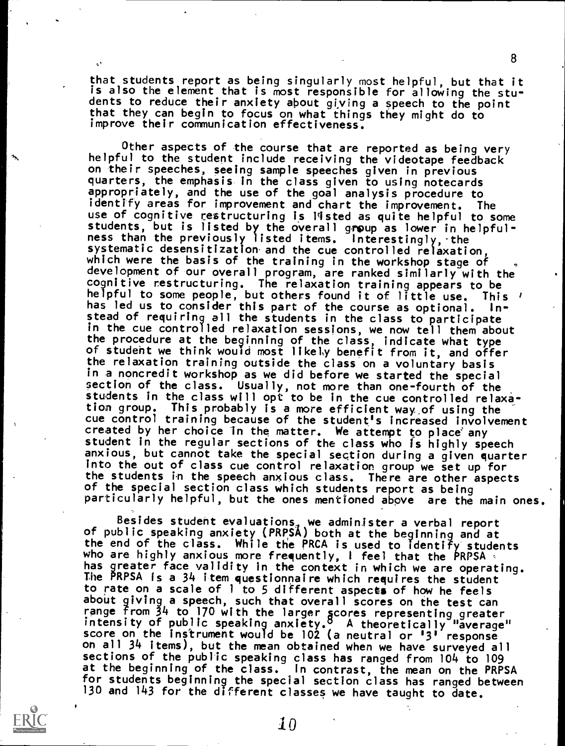that students report as being singularly most helpful, but that it is also the element that is most responsible for allowing the students to reduce their anxiety about giving a speech to the point that they can begin to focus on what things they might do to improve their communication effectiveness.

Other aspects of the course that are reported as being very helpful to the student include receiving the videotape feedback on their speeches, seeing sample speeches given in previous quarters, the emphasis in the class given to using notecards appropriately, and the use of the goal analysis procedure to identify areas for improvement and chart the improvement. The use of cognitive restructuring is listed as quite helpful to some students, but is listed by the overall group as lower in helpfulness than the previously listed items. Interestingly, the systematic desensitization and the cue controlled relaxation, which were the basis of the training in the workshop stage of development of our overall program, are ranked similarly with the cognitive restructuring. The relaxation training appears to be helpful to some people, but others found it of little use. This has led us to consider this part of the course as optional. Instead of requiring all the students in the class to participate in the cue controlled relaxation sessions, we now tell them about the procedure at the beginning of the class, indicate what type of student we think would most likely benefit from it, and offer the relaxation training outside the class on a voluntary basis in a noncredit workshop as we did before we started the special section of the class. Usually, not more than one-fourth of the students in the class will opt to be in the cue controlled relaxation group. This probably is a more efficient way of using the cue control training because of the student's increased involvement created by her choice in the matter. We attempt to place any student in the regular sections of the class who is highly speech anxious, but cannot take the special section during a given quarter into the out of class cue control relaxation group we set up for the students in the speech anxious class. There are other aspects of the special section class which students report as being particularly helpful, but the ones mentioned above are the main ones.

Besides student evaluations, we administer a verbal report of public speaking anxiety (PRPSA) both at the beginning and at the end of the class. While the PRCA is used to identify students who are highly anxious more frequently, I feel that the PRPSA has greater face validity in the context in which we are operating. The PRPSA is a 34 item questionnaire which requires the student to rate on a scale of 1 to 5 different aspects of how he feels about giving a speech, such that overall scores on the test can range from 34 to 170 with the larger scores representing greater intensity of public speaking anxiety.[8] A theoretically "average" score on the instrument would be 102 (a neutral or '3' response on all 34 items), but the mean obtained when we have surveyed all sections of the public speaking class has ranged from 104 to 109 at the beginning of the class. In contrast, the mean on the PRPSA for students beginning the special section class has ranged between 130 and 143 for the different classes we have taught to date.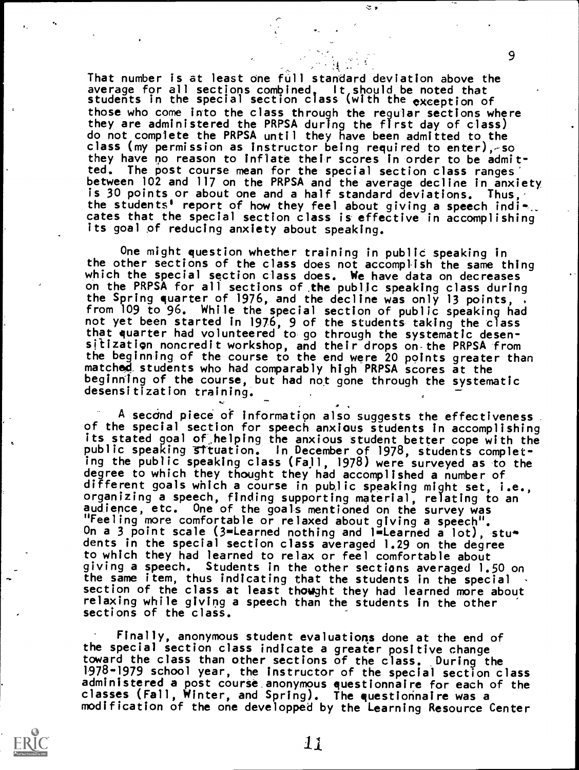That number is at least one full standard deviation above the average for all sections combined. It should be noted that students in the special section class (with the exception of those who come into the class through the regular sections where they are administered the PRPSA during the first day of class) do not complete the PRPSA until they have been admitted to the class (my permission as instructor being required to enter), so they have no reason to inflate their scores in order to be admitted. The post course mean for the special section class ranges between 102 and 117 on the PRPSA and the average decline in anxiety is 30 points or about one and a half standard deviations. Thus, the students' report of how they feel about giving a speech indicates that the special section class is effective in accomplishing its goal of reducing anxiety about speaking.

One might question whether training in public speaking in the other sections of the class does not accomplish the same thing which the special section class does. We have data on decreases on the PRPSA for all sections of the public speaking class during the Spring quarter of 1976, and the decline was only 13 points, from 109 to 96. While the special section of public speaking had not yet been started in 1976, 9 of the students taking the class that quarter had volunteered to go through the systematic desensitization noncredit workshop, and their drops on the PRPSA from the beginning of the course to the end were 20 points greater than matched students who had comparably high PRPSA scores at the beginning of the course, but had not gone through the systematic desensitization training.

A second piece of information also suggests the effectiveness of the special section for speech anxious students in accomplishing its stated goal of helping the anxious student better cope with the public speaking situation. In December of 1978, students completing the public speaking class (Fall, 1978) were surveyed as to the degree to which they thought they had accomplished a number of different goals which a course in public speaking might set, i.e., organizing a speech, finding supporting material, relating to an audience, etc. One of the goals mentioned on the survey was "Feeling more comfortable or relaxed about giving a speech". On a 3 point scale (3=Learned nothing and 1=Learned a lot), students in the special section class averaged 1.29 on the degree to which they had learned to relax or feel comfortable about giving a speech. Students in the other sections averaged 1.50 on the same item, thus indicating that the students in the special section of the class at least thought they had learned more about relaxing while giving a speech than the students in the other sections of the class.

Finally, anonymous student evaluations done at the end of the special section class indicate a greater positive change toward the class than other sections of the class. During the 1978-1979 school year, the instructor of the special section class administered a post course anonymous questionnaire for each of the classes (Fall, Winter, and Spring). The questionnaire was a modification of the one developped by the Learning Resource Center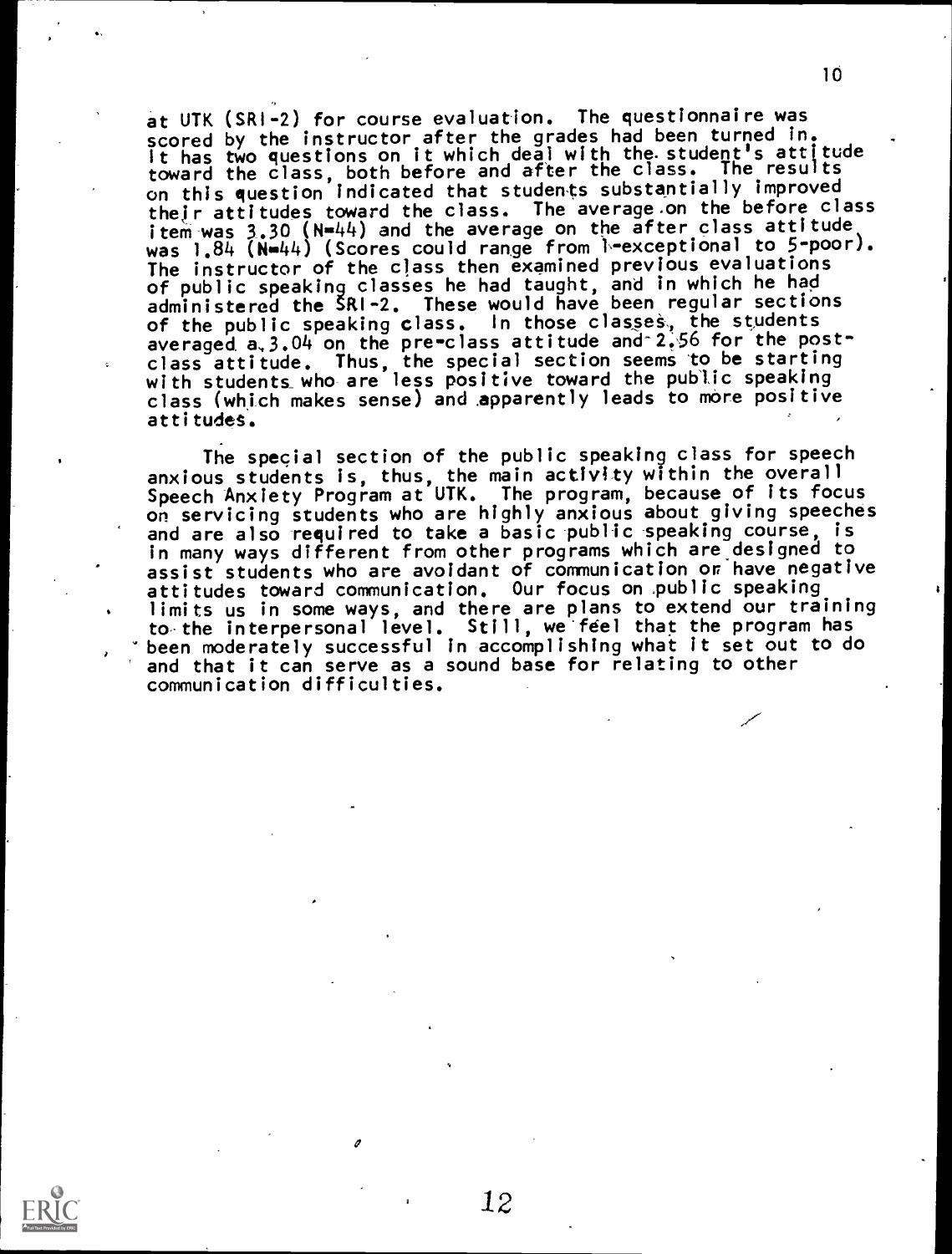at UTK (SRI-2) for course evaluation. The questionnaire was scored by the instructor after the grades had been turned in. It has two questions on it which deal with the student's attitude toward the class, both before and after the class. The results on this question indicated that students substantially improved their attitudes toward the class. The average on the before class item was 3.30 (N=44) and the average on the after class attitude was 1.84 (N=44) (Scores could range from 1-exceptional to 5-poor). The instructor of the class then examined previous evaluations of public speaking classes he had taught, and in which he had administered the SRI-2. These would have been regular sections of the public speaking class. In those classes, the students averaged a 3.04 on the pre-class attitude and 2.56 for the post-class attitude. Thus, the special section seems to be starting with students who are less positive toward the public speaking class (which makes sense) and apparently leads to more positive attitudes.

The special section of the public speaking class for speech anxious students is, thus, the main activity within the overall Speech Anxiety Program at UTK. The program, because of its focus on servicing students who are highly anxious about giving speeches and are also required to take a basic public speaking course, is in many ways different from other programs which are designed to assist students who are avoidant of communication or have negative attitudes toward communication. Our focus on public speaking limits us in some ways, and there are plans to extend our training to the interpersonal level. Still, we feel that the program has been moderately successful in accomplishing what it set out to do and that it can serve as a sound base for relating to other communication difficulties.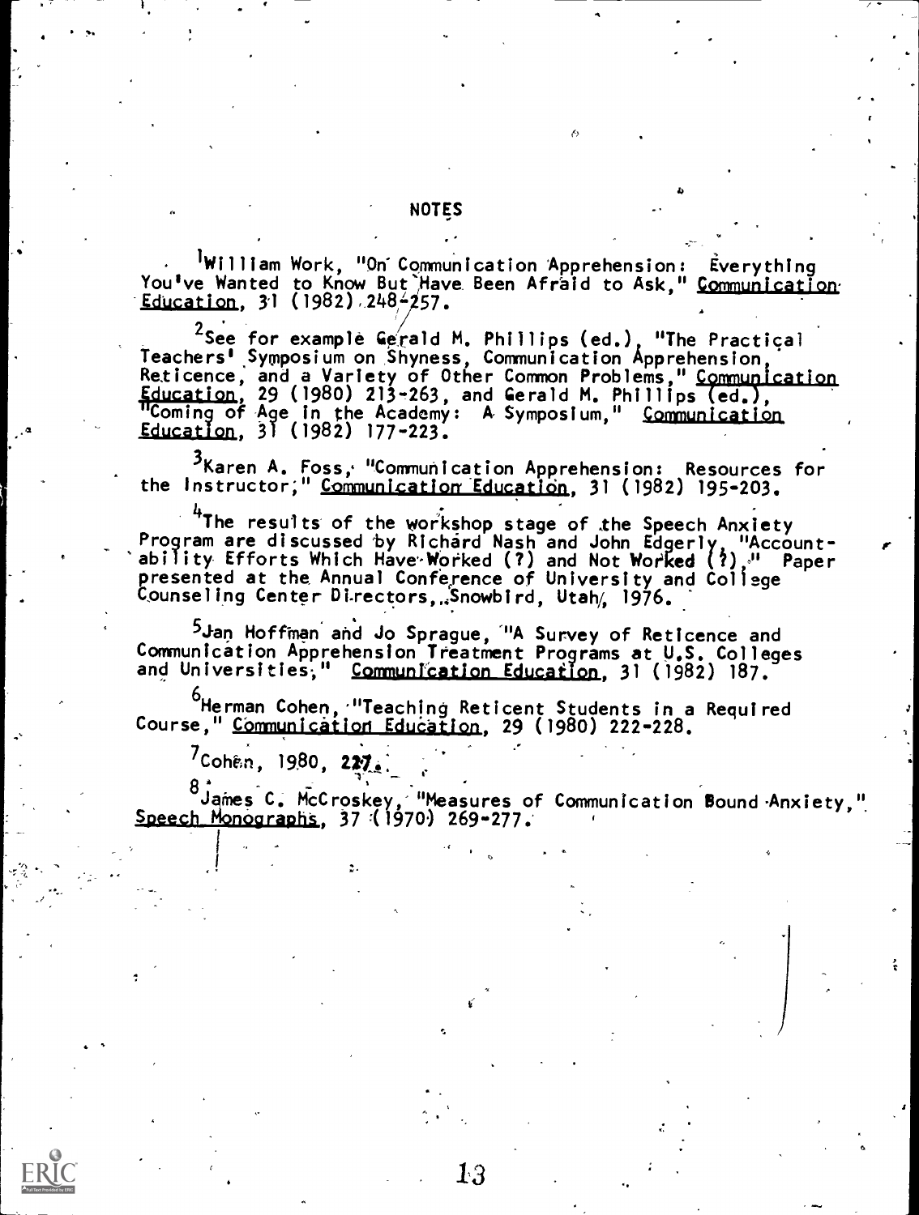## NOTES

[1]William Work, "On Communication Apprehension: Everything You've Wanted to Know But Have Been Afraid to Ask," Communication Education, 31 (1982) 248-257.

[2]See for example Gerald M. Phillips (ed.), "The Practical Teachers' Symposium on Shyness, Communication Apprehension, Reticence, and a Variety of Other Common Problems," Communication Education, 29 (1980) 213-263, and Gerald M. Phillips (ed.), "Coming of Age in the Academy: A Symposium," Communication Education, 31 (1982) 177-223.

[3]Karen A. Foss, "Communication Apprehension: Resources for the Instructor," Communication Education, 31 (1982) 195-203.

[4]The results of the workshop stage of the Speech Anxiety Program are discussed by Richard Nash and John Edgerly, "Accountability Efforts Which Have Worked (?) and Not Worked (?)." Paper presented at the Annual Conference of University and College Counseling Center Directors, Snowbird, Utah, 1976.

[5]Jan Hoffman and Jo Sprague, "A Survey of Reticence and Communication Apprehension Treatment Programs at U.S. Colleges and Universities," Communication Education, 31 (1982) 187.

[6]Herman Cohen, "Teaching Reticent Students in a Required Course," Communication Education, 29 (1980) 222-228.

[7]Cohen, 1980, 227.

[8]James C. McCroskey, "Measures of Communication Bound Anxiety," Speech Monographs, 37 (1970) 269-277.